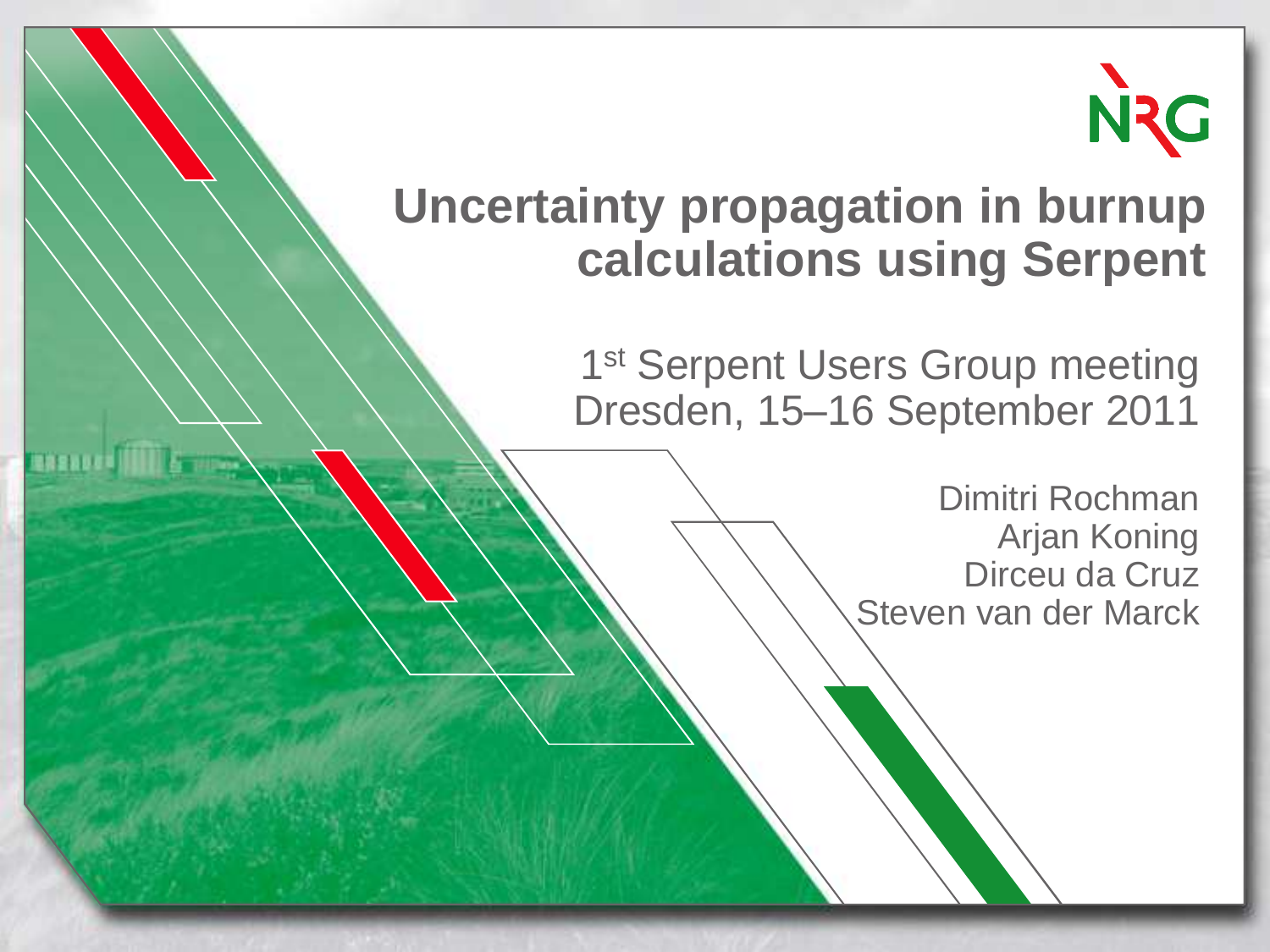NRG

# Uncertainty propagation in burnup calculations using Serpent

1st Serpent Users Group meeting
Dresden, 15–16 September 2011

Dimitri Rochman
Arjan Koning
Dirceu da Cruz
Steven van der Marck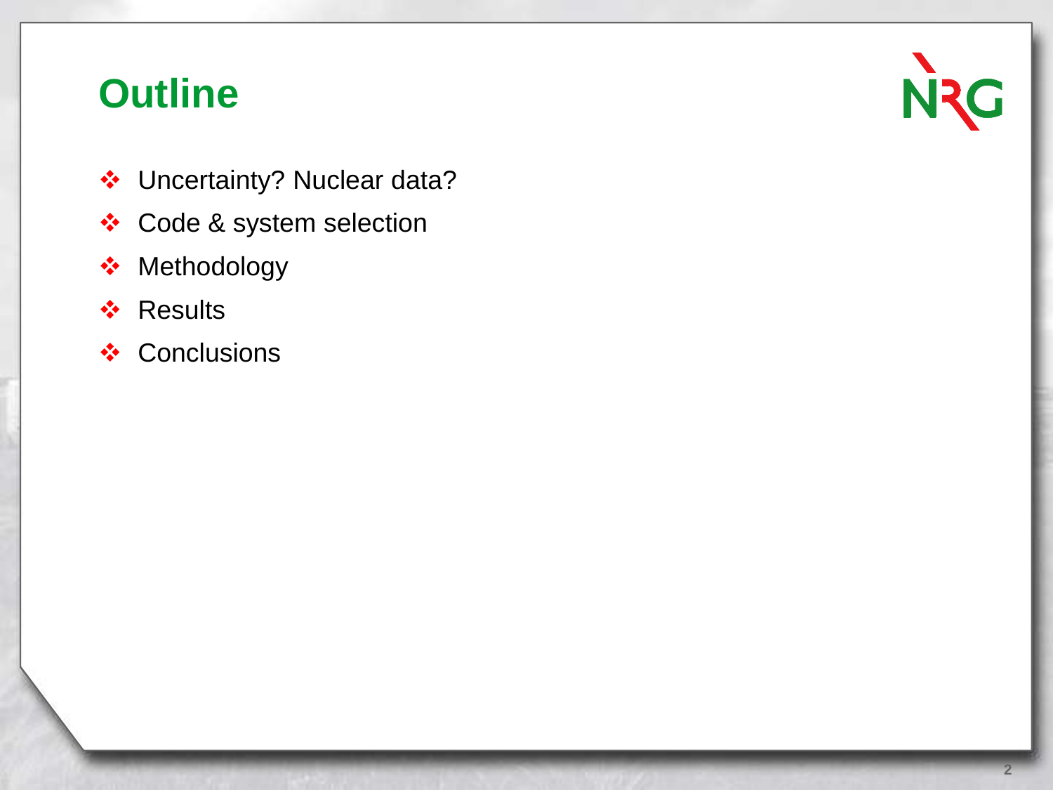# Outline

- Uncertainty? Nuclear data?
- Code & system selection
- Methodology
- Results
- Conclusions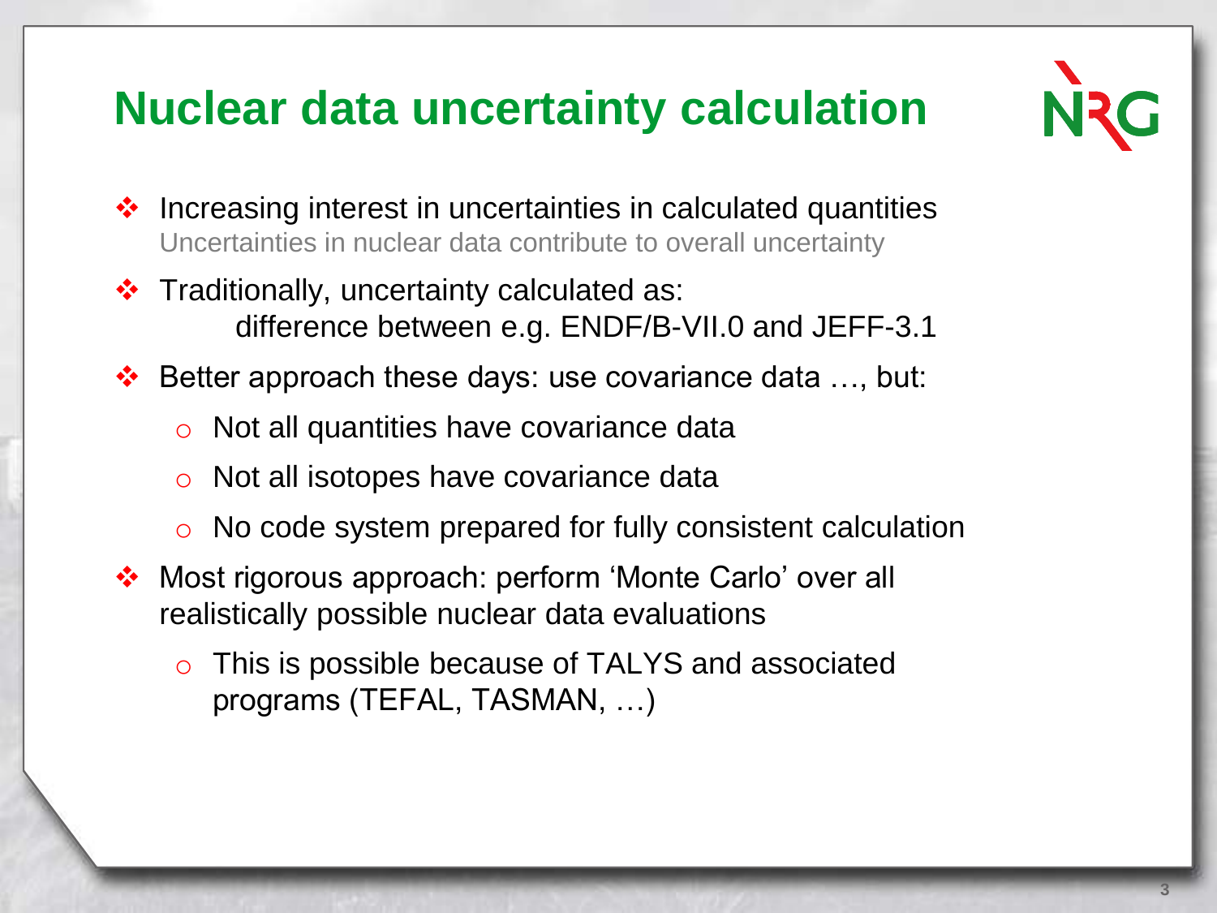# Nuclear data uncertainty calculation

- Increasing interest in uncertainties in calculated quantities
  Uncertainties in nuclear data contribute to overall uncertainty
- Traditionally, uncertainty calculated as:
  difference between e.g. ENDF/B-VII.0 and JEFF-3.1
- Better approach these days: use covariance data …, but:
  - Not all quantities have covariance data
  - Not all isotopes have covariance data
  - No code system prepared for fully consistent calculation
- Most rigorous approach: perform 'Monte Carlo' over all realistically possible nuclear data evaluations
  - This is possible because of TALYS and associated programs (TEFAL, TASMAN, …)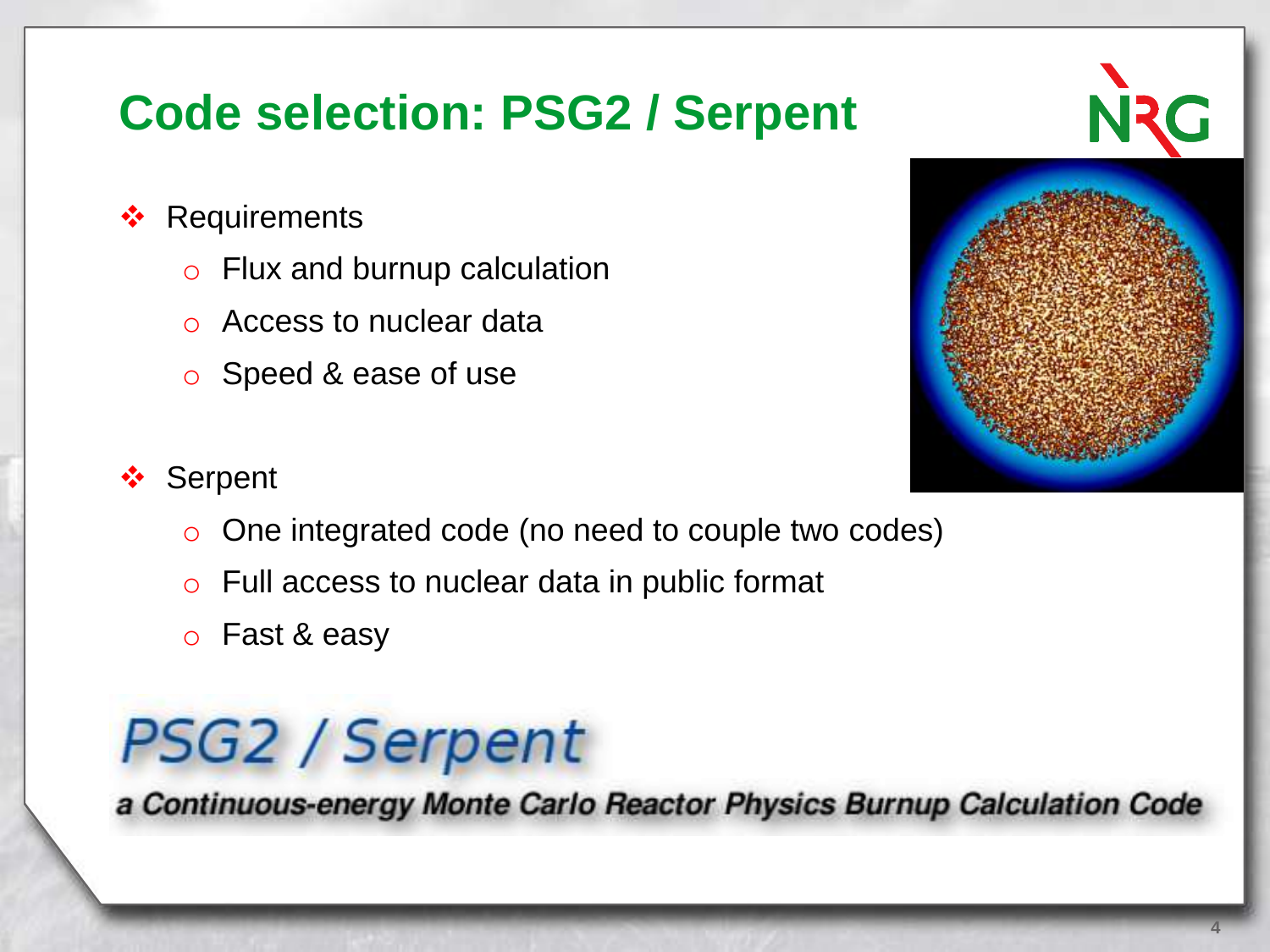# Code selection: PSG2 / Serpent

- Requirements
  - Flux and burnup calculation
  - Access to nuclear data
  - Speed & ease of use

- Serpent
  - One integrated code (no need to couple two codes)
  - Full access to nuclear data in public format
  - Fast & easy

**PSG2 / Serpent**

***a Continuous-energy Monte Carlo Reactor Physics Burnup Calculation Code***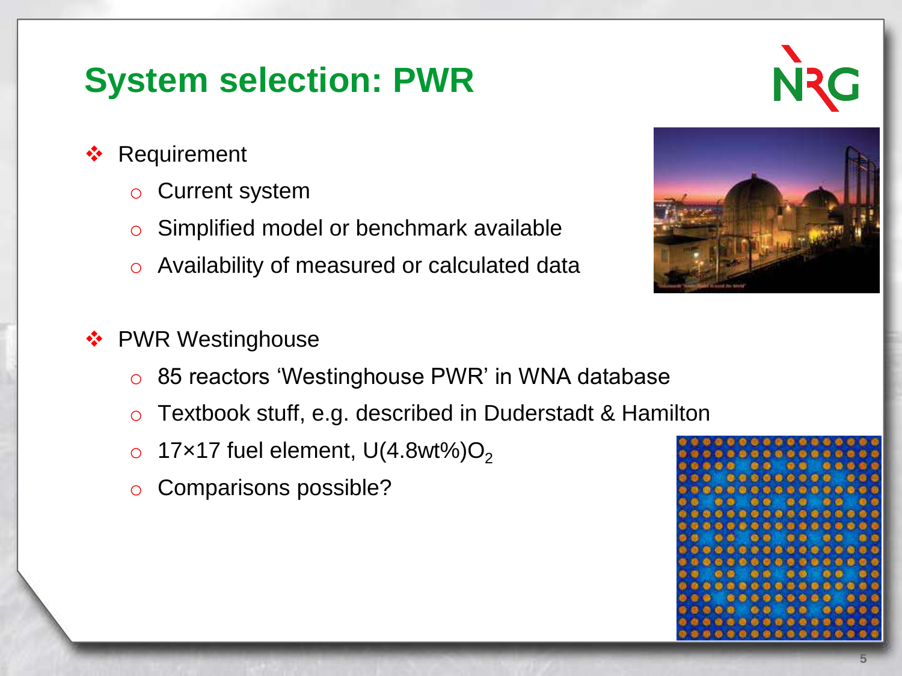# System selection: PWR

- Requirement
  - Current system
  - Simplified model or benchmark available
  - Availability of measured or calculated data

- PWR Westinghouse
  - 85 reactors 'Westinghouse PWR' in WNA database
  - Textbook stuff, e.g. described in Duderstadt & Hamilton
  - 17×17 fuel element, $U(4.8wt\%)O_2$
  - Comparisons possible?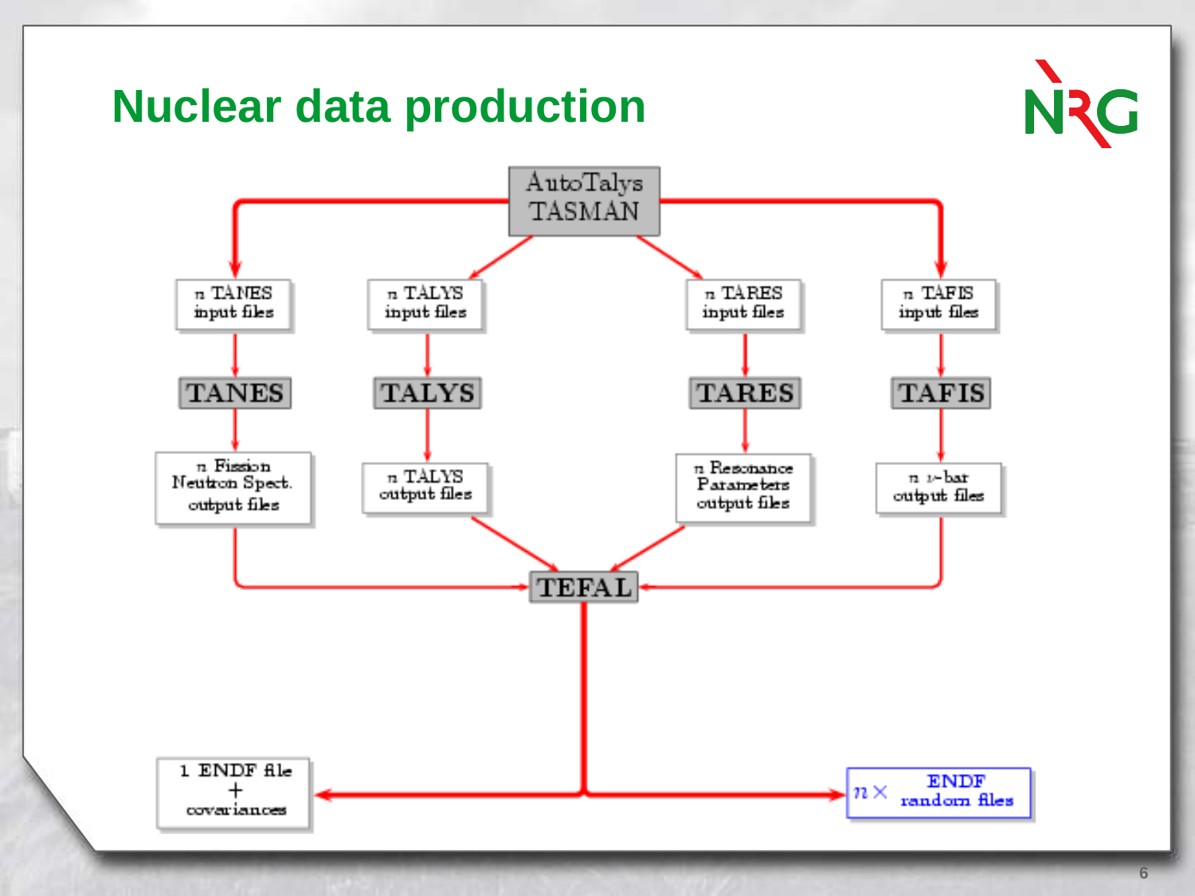# Nuclear data production

AutoTalys TASMAN

n TANES input files → TANES → n Fission Neutron Spect. output files

n TALYS input files → TALYS → n TALYS output files

n TARES input files → TARES → n Resonance Parameters output files

n TAFIS input files → TAFIS → n ν-bar output files

TEFAL

1 ENDF file + covariances

$n \times$ ENDF random files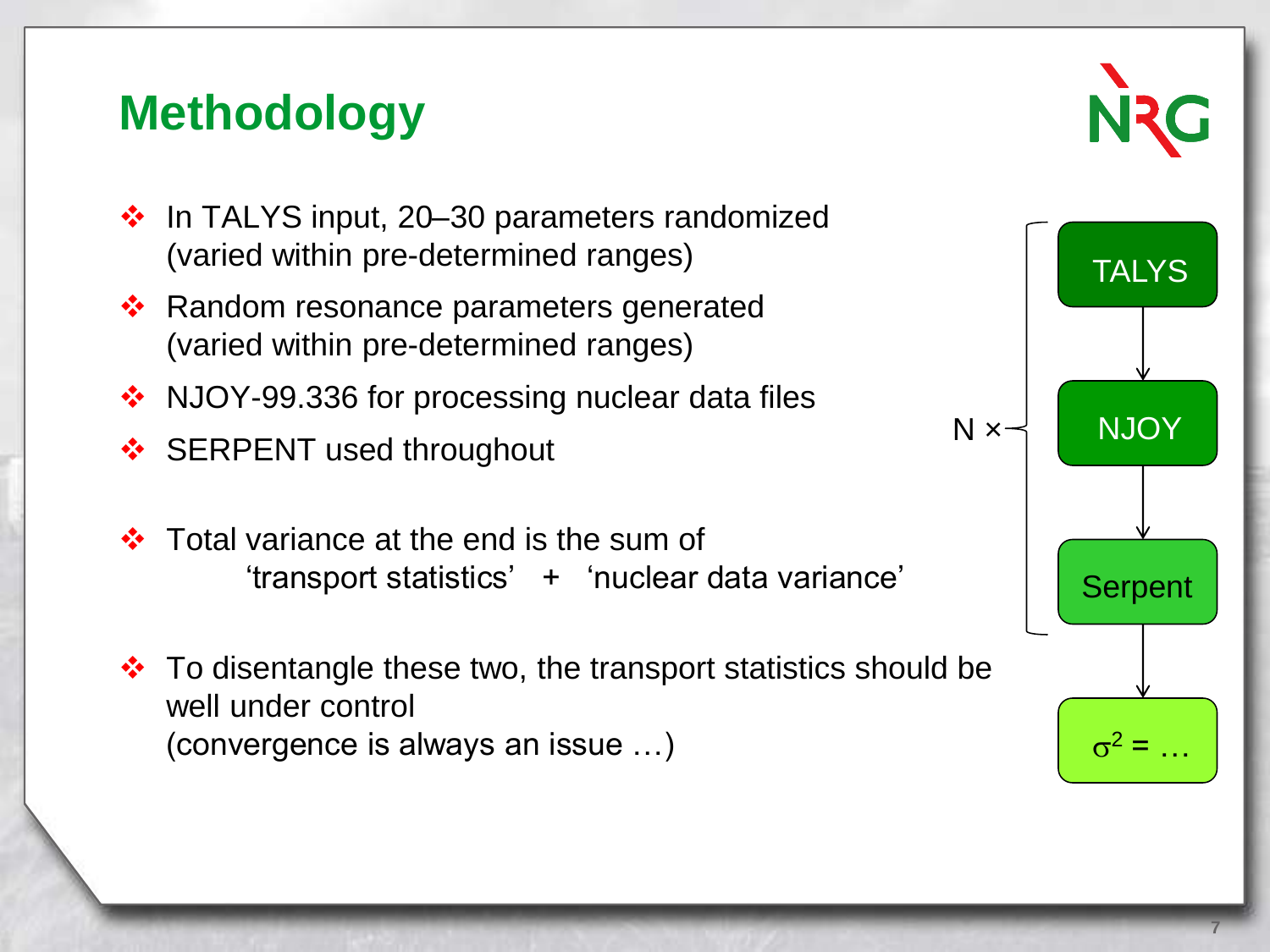# Methodology

- In TALYS input, 20–30 parameters randomized (varied within pre-determined ranges)
- Random resonance parameters generated (varied within pre-determined ranges)
- NJOY-99.336 for processing nuclear data files
- SERPENT used throughout
- Total variance at the end is the sum of
  ‘transport statistics’ + ‘nuclear data variance’
- To disentangle these two, the transport statistics should be well under control
  (convergence is always an issue …)

N × [TALYS → NJOY → Serpent] → $\sigma^2 = \ldots$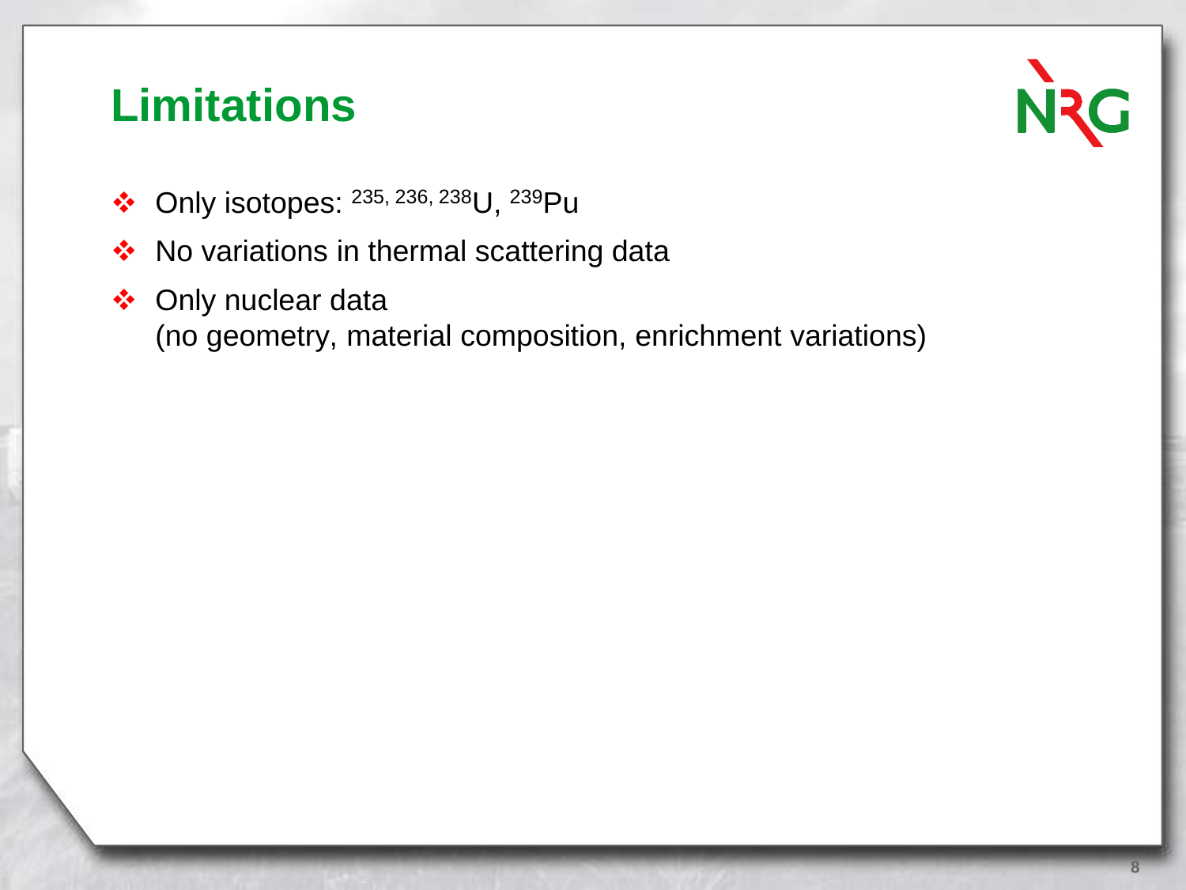# Limitations

- Only isotopes: $^{235, 236, 238}U$, $^{239}Pu$
- No variations in thermal scattering data
- Only nuclear data  
  (no geometry, material composition, enrichment variations)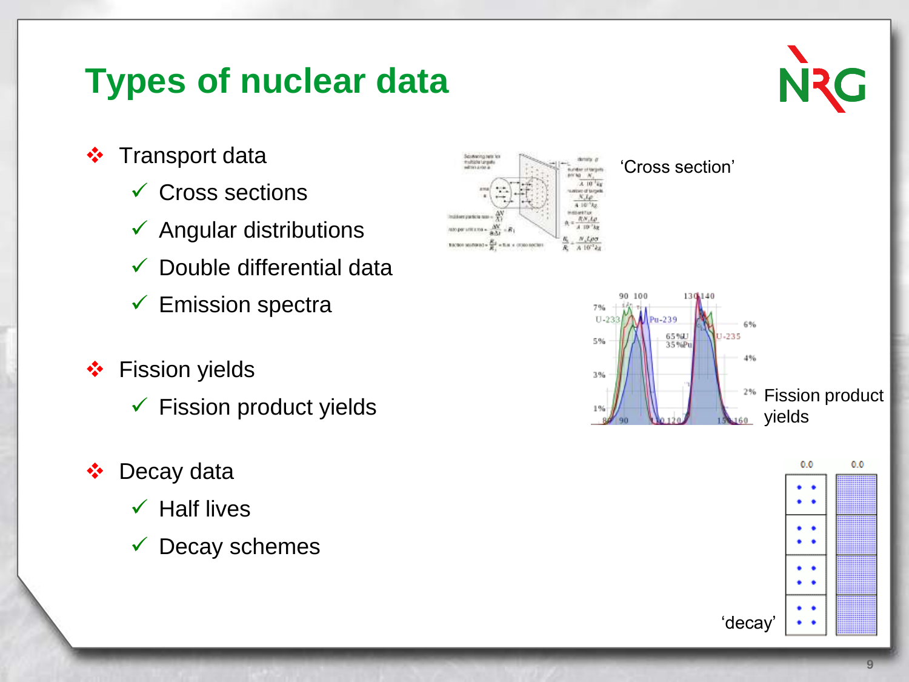# Types of nuclear data

- Transport data
  - ✓ Cross sections
  - ✓ Angular distributions
  - ✓ Double differential data
  - ✓ Emission spectra
- Fission yields
  - ✓ Fission product yields
- Decay data
  - ✓ Half lives
  - ✓ Decay schemes

'Cross section'

Fission product yields

'decay'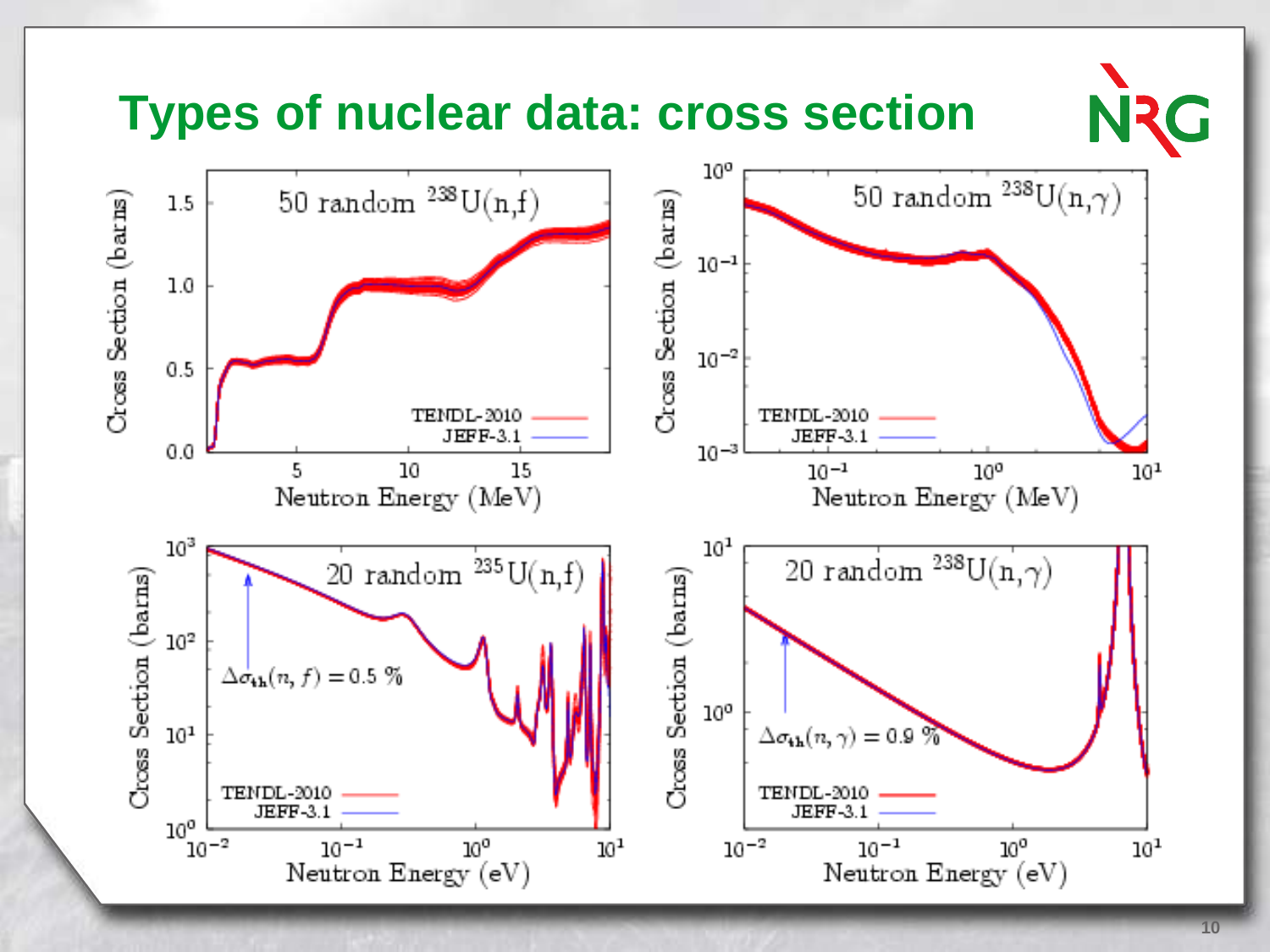# Types of nuclear data: cross section

**50 random $^{238}$U(n,f)** — Cross Section (barns) vs. Neutron Energy (MeV); TENDL-2010, JEFF-3.1

**50 random $^{238}$U(n,$\gamma$)** — Cross Section (barns) vs. Neutron Energy (MeV); TENDL-2010, JEFF-3.1

**20 random $^{235}$U(n,f)** — Cross Section (barns) vs. Neutron Energy (eV); TENDL-2010, JEFF-3.1

$\Delta\sigma_{th}(n,f) = 0.5\ \%$

**20 random $^{238}$U(n,$\gamma$)** — Cross Section (barns) vs. Neutron Energy (eV); TENDL-2010, JEFF-3.1

$\Delta\sigma_{th}(n,\gamma) = 0.9\ \%$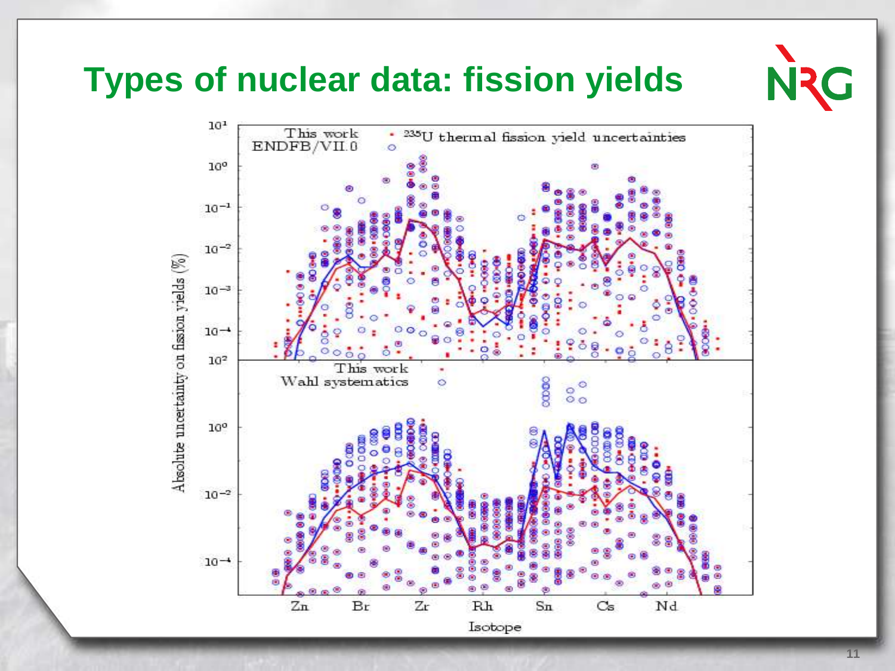# Types of nuclear data: fission yields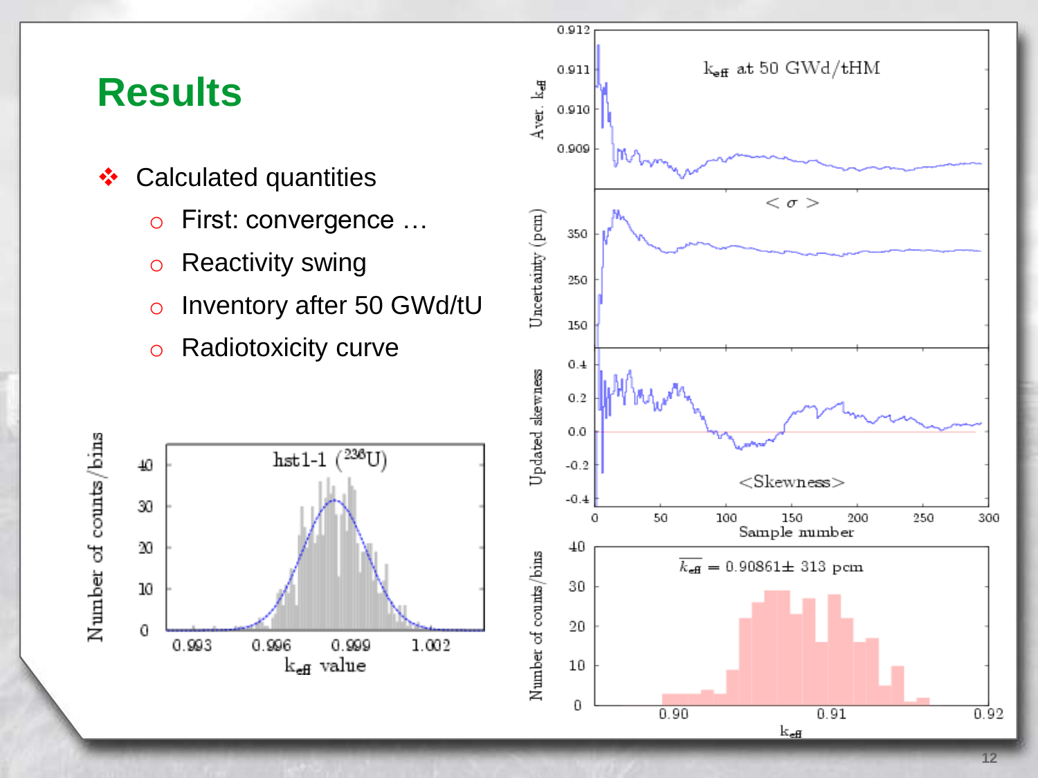# Results

- Calculated quantities
  - First: convergence …
  - Reactivity swing
  - Inventory after 50 GWd/tU
  - Radiotoxicity curve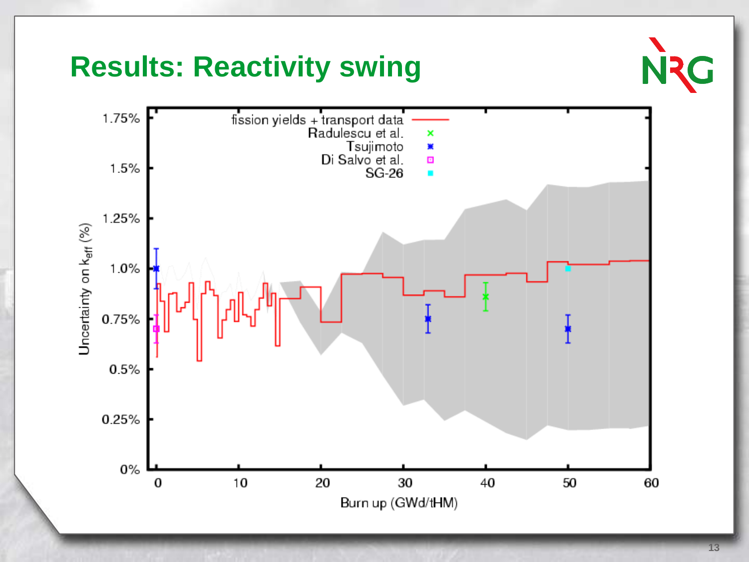# Results: Reactivity swing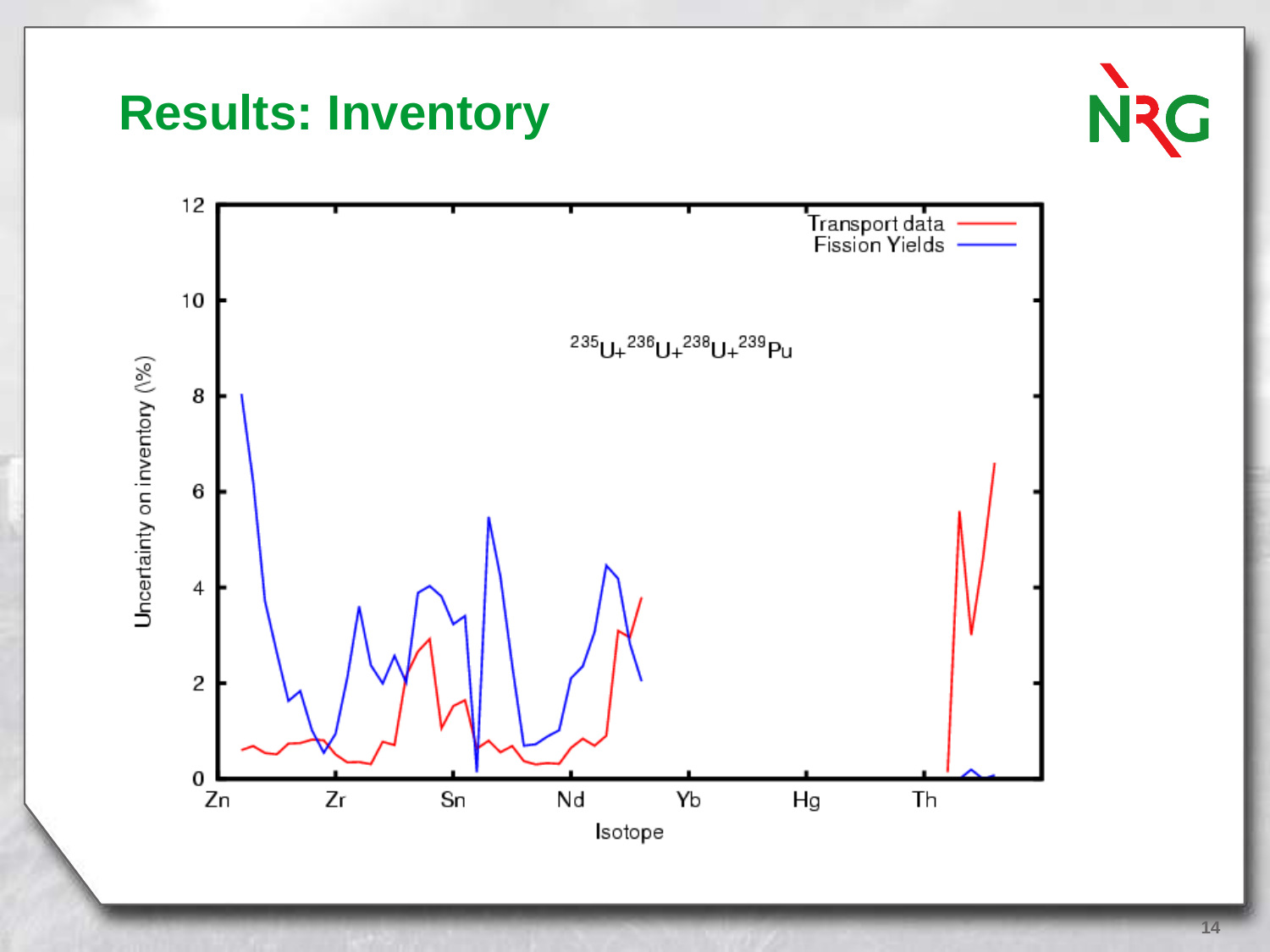# Results: Inventory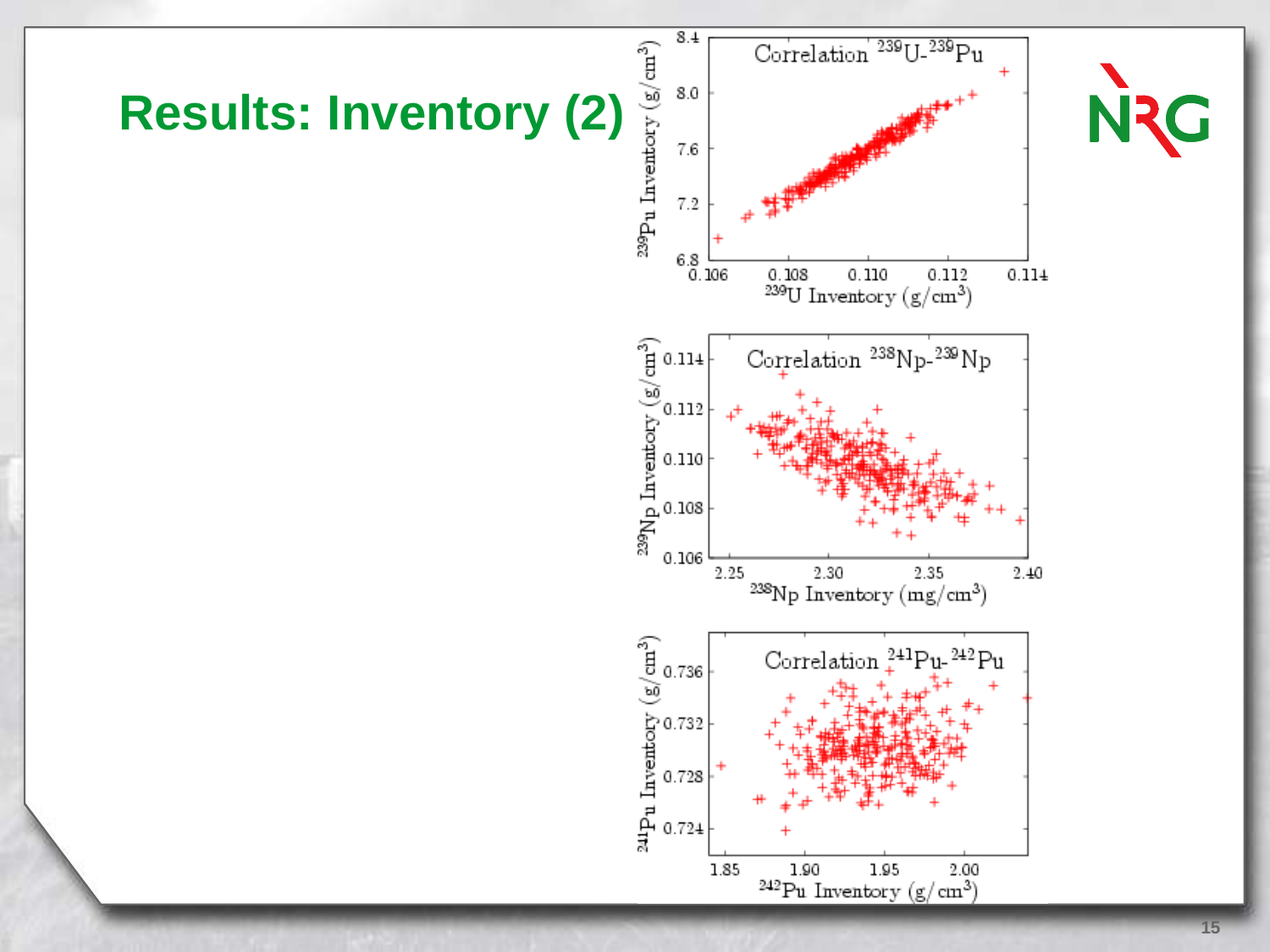# Results: Inventory (2)

Correlation $^{239}$U-$^{239}$Pu

$^{239}$Pu Inventory (g/cm$^3$)

$^{239}$U Inventory (g/cm$^3$)

Correlation $^{238}$Np-$^{239}$Np

$^{239}$Np Inventory (g/cm$^3$)

$^{238}$Np Inventory (mg/cm$^3$)

Correlation $^{241}$Pu-$^{242}$Pu

$^{241}$Pu Inventory (g/cm$^3$)

$^{242}$Pu Inventory (g/cm$^3$)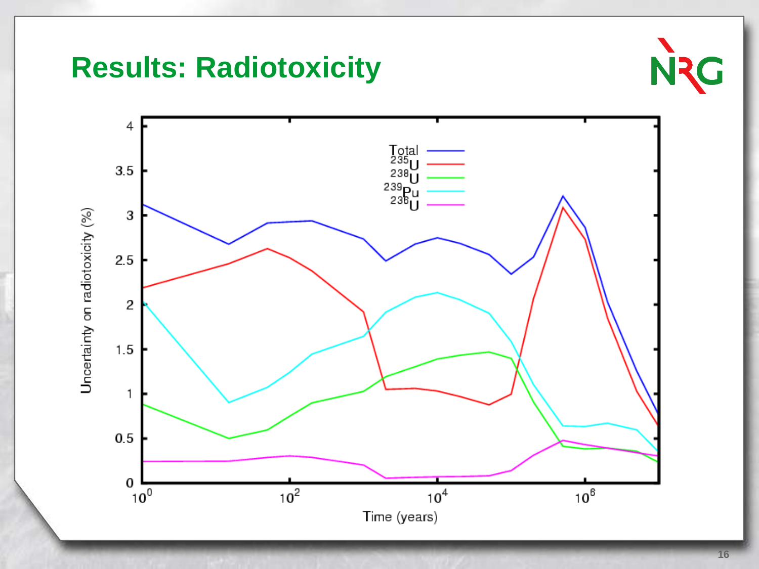# Results: Radiotoxicity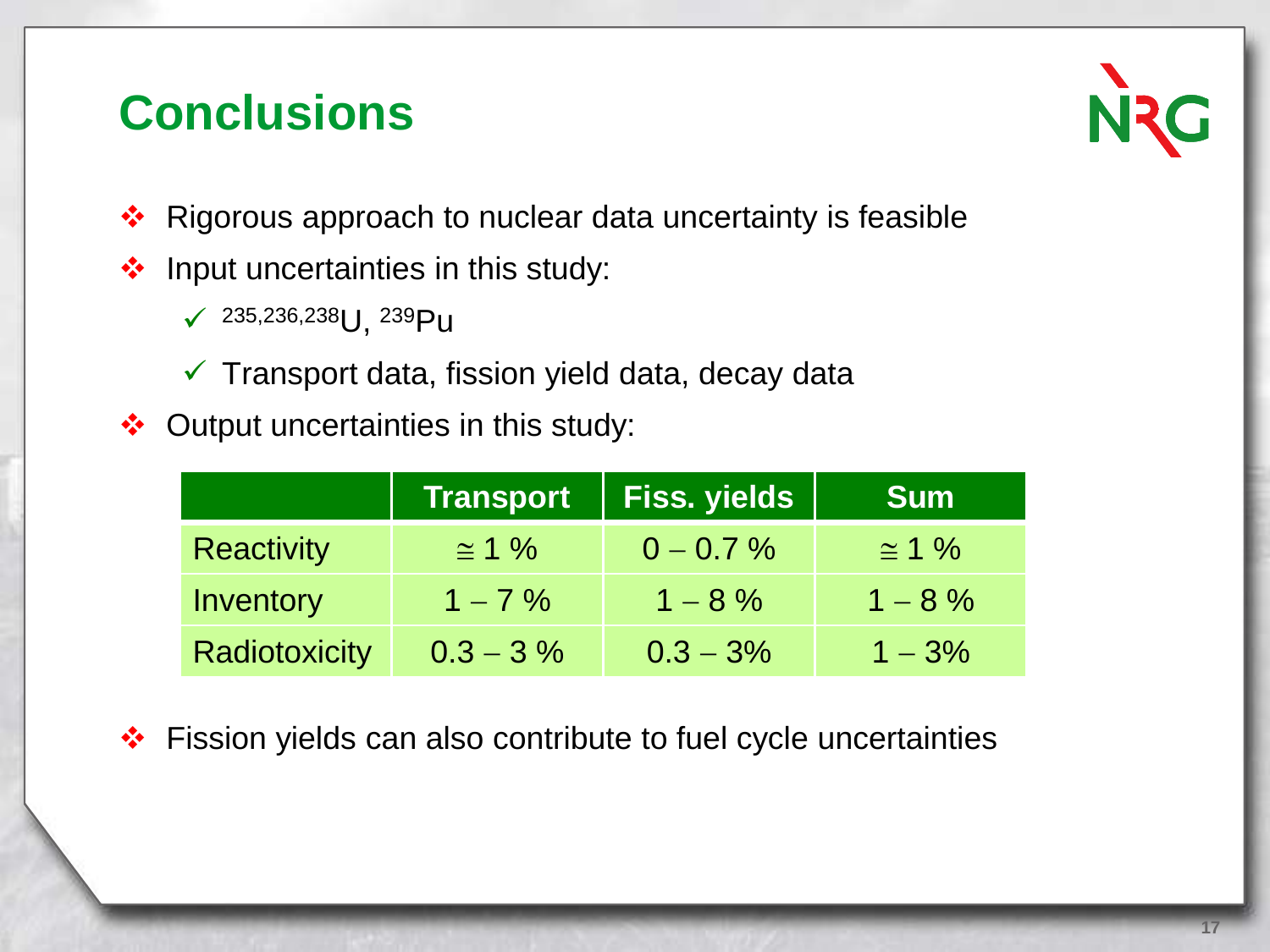# Conclusions

- Rigorous approach to nuclear data uncertainty is feasible
- Input uncertainties in this study:
  - ✓ $^{235,236,238}U$, $^{239}Pu$
  - ✓ Transport data, fission yield data, decay data
- Output uncertainties in this study:

| | Transport | Fiss. yields | Sum |
|---|---|---|---|
| Reactivity | ≅ 1 % | 0 – 0.7 % | ≅ 1 % |
| Inventory | 1 – 7 % | 1 – 8 % | 1 – 8 % |
| Radiotoxicity | 0.3 – 3 % | 0.3 – 3% | 1 – 3% |

- Fission yields can also contribute to fuel cycle uncertainties